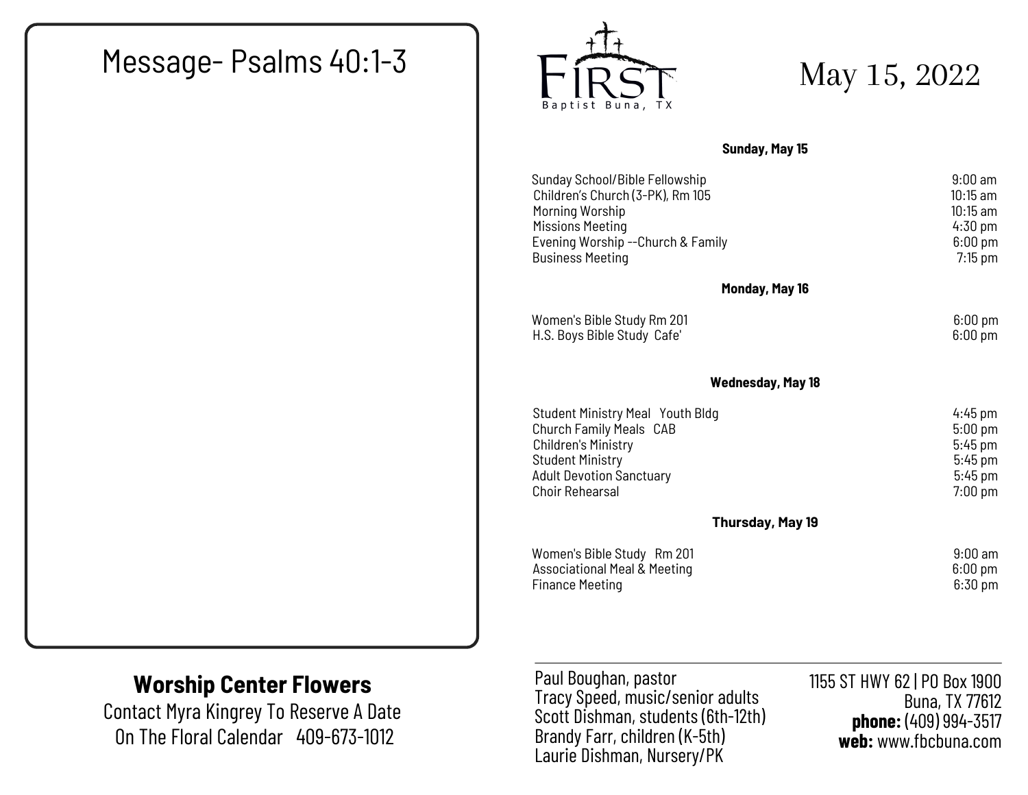## Message- Psalms 40:1-3

## Worship Center Flowers

Contact Myra Kingrey To Reserve A Date On The Floral Calendar 409-673-1012

FIRST
Baptist Buna, TX

# May 15, 2022

**Sunday, May 15**

| | |
|---|---|
| Sunday School/Bible Fellowship | 9:00 am |
| Children's Church (3-PK), Rm 105 | 10:15 am |
| Morning Worship | 10:15 am |
| Missions Meeting | 4:30 pm |
| Evening Worship --Church & Family | 6:00 pm |
| Business Meeting | 7:15 pm |

**Monday, May 16**

| | |
|---|---|
| Women's Bible Study Rm 201 | 6:00 pm |
| H.S. Boys Bible Study Cafe' | 6:00 pm |

**Wednesday, May 18**

| | |
|---|---|
| Student Ministry Meal Youth Bldg | 4:45 pm |
| Church Family Meals CAB | 5:00 pm |
| Children's Ministry | 5:45 pm |
| Student Ministry | 5:45 pm |
| Adult Devotion Sanctuary | 5:45 pm |
| Choir Rehearsal | 7:00 pm |

**Thursday, May 19**

| | |
|---|---|
| Women's Bible Study Rm 201 | 9:00 am |
| Associational Meal & Meeting | 6:00 pm |
| Finance Meeting | 6:30 pm |

Paul Boughan, pastor
Tracy Speed, music/senior adults
Scott Dishman, students (6th-12th)
Brandy Farr, children (K-5th)
Laurie Dishman, Nursery/PK

1155 ST HWY 62 | PO Box 1900
Buna, TX 77612
**phone:** (409) 994-3517
**web:** www.fbcbuna.com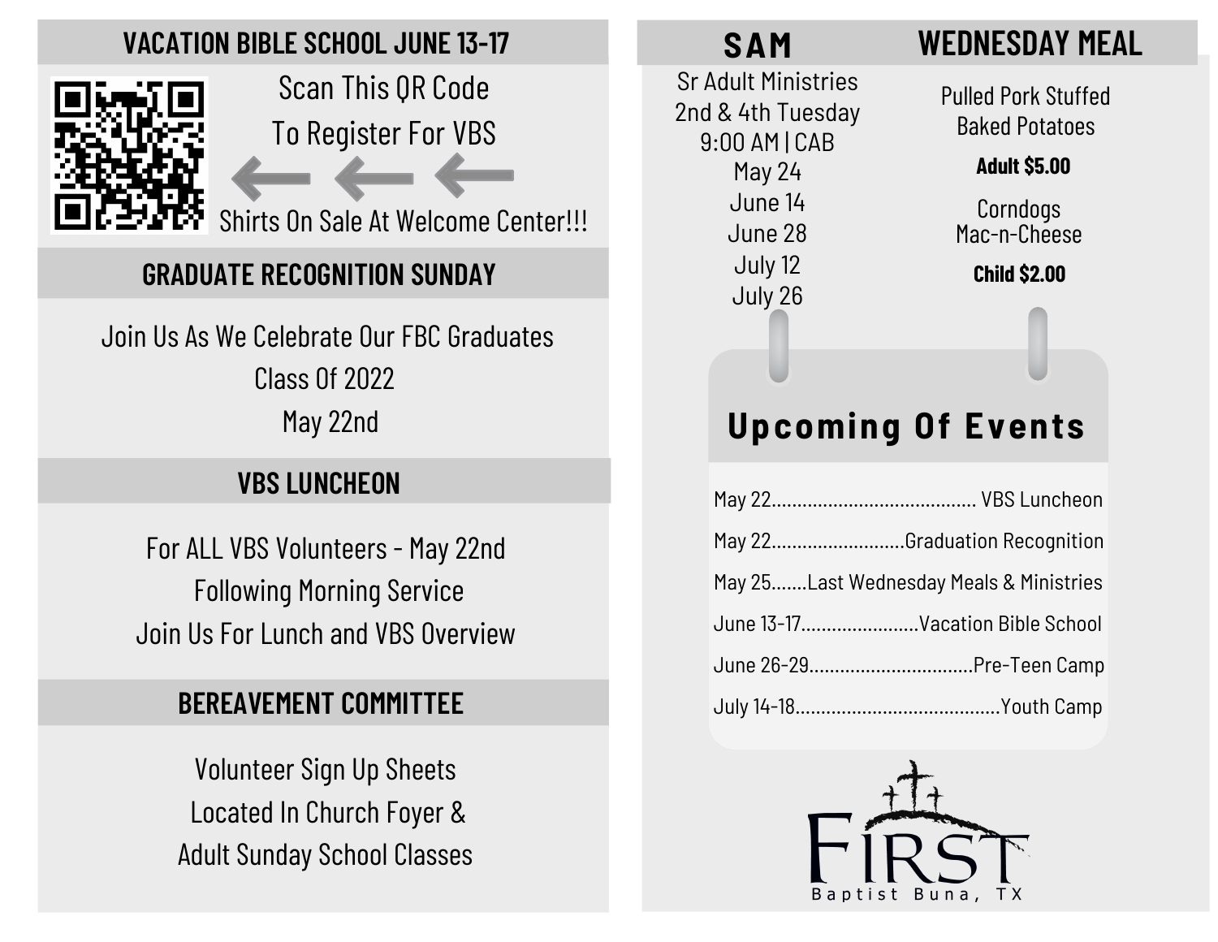## VACATION BIBLE SCHOOL JUNE 13-17

Scan This QR Code

To Register For VBS

Shirts On Sale At Welcome Center!!!

## GRADUATE RECOGNITION SUNDAY

Join Us As We Celebrate Our FBC Graduates

Class Of 2022

May 22nd

## VBS LUNCHEON

For ALL VBS Volunteers - May 22nd

Following Morning Service

Join Us For Lunch and VBS Overview

## BEREAVEMENT COMMITTEE

Volunteer Sign Up Sheets

Located In Church Foyer &

Adult Sunday School Classes

## SAM

Sr Adult Ministries

2nd & 4th Tuesday

9:00 AM | CAB

May 24

June 14

June 28

July 12

July 26

## WEDNESDAY MEAL

Pulled Pork Stuffed Baked Potatoes

**Adult $5.00**

Corndogs

Mac-n-Cheese

**Child $2.00**

## Upcoming Of Events

May 22........................................ VBS Luncheon

May 22..........................Graduation Recognition

May 25.......Last Wednesday Meals & Ministries

June 13-17.......................Vacation Bible School

June 26-29................................Pre-Teen Camp

July 14-18.......................................Youth Camp

FIRST

Baptist Buna, TX